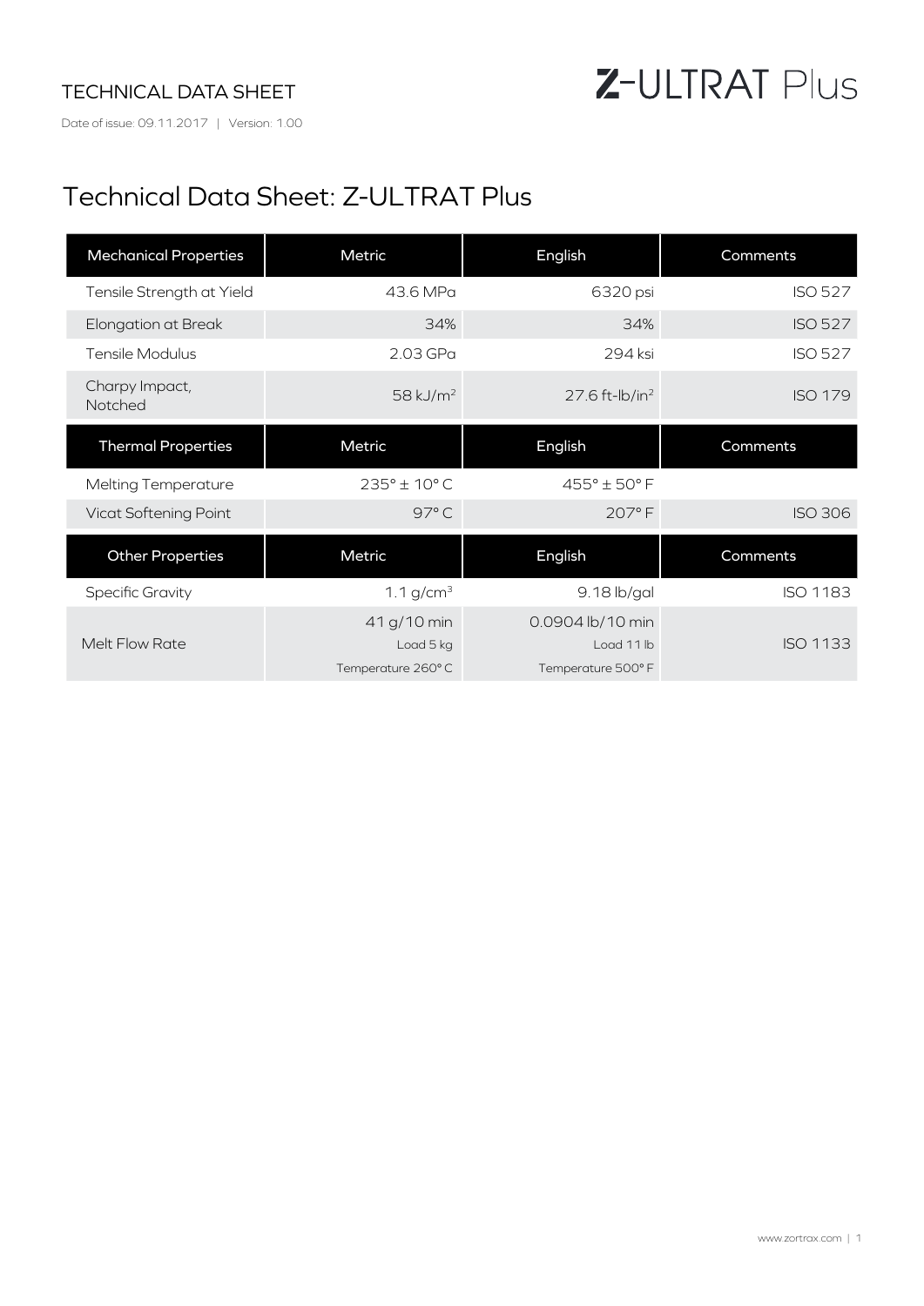TECHNICAL DATA SHEET

Date of issue: 09.11.2017 | Version: 1.00

Z-ULTRAT Plus

# Technical Data Sheet: Z-ULTRAT Plus

| Mechanical Properties | Metric | English | Comments |
|---|---|---|---|
| Tensile Strength at Yield | 43.6 MPa | 6320 psi | ISO 527 |
| Elongation at Break | 34% | 34% | ISO 527 |
| Tensile Modulus | 2.03 GPa | 294 ksi | ISO 527 |
| Charpy Impact, Notched | 58 $kJ/m^2$ | 27.6 $ft\text{-}lb/in^2$ | ISO 179 |
| **Thermal Properties** | **Metric** | **English** | **Comments** |
| Melting Temperature | 235° ± 10° C | 455° ± 50° F | |
| Vicat Softening Point | 97° C | 207° F | ISO 306 |
| **Other Properties** | **Metric** | **English** | **Comments** |
| Specific Gravity | 1.1 $g/cm^3$ | 9.18 lb/gal | ISO 1183 |
| Melt Flow Rate | 41 g/10 min<br>Load 5 kg<br>Temperature 260° C | 0.0904 lb/10 min<br>Load 11 lb<br>Temperature 500° F | ISO 1133 |

www.zortrax.com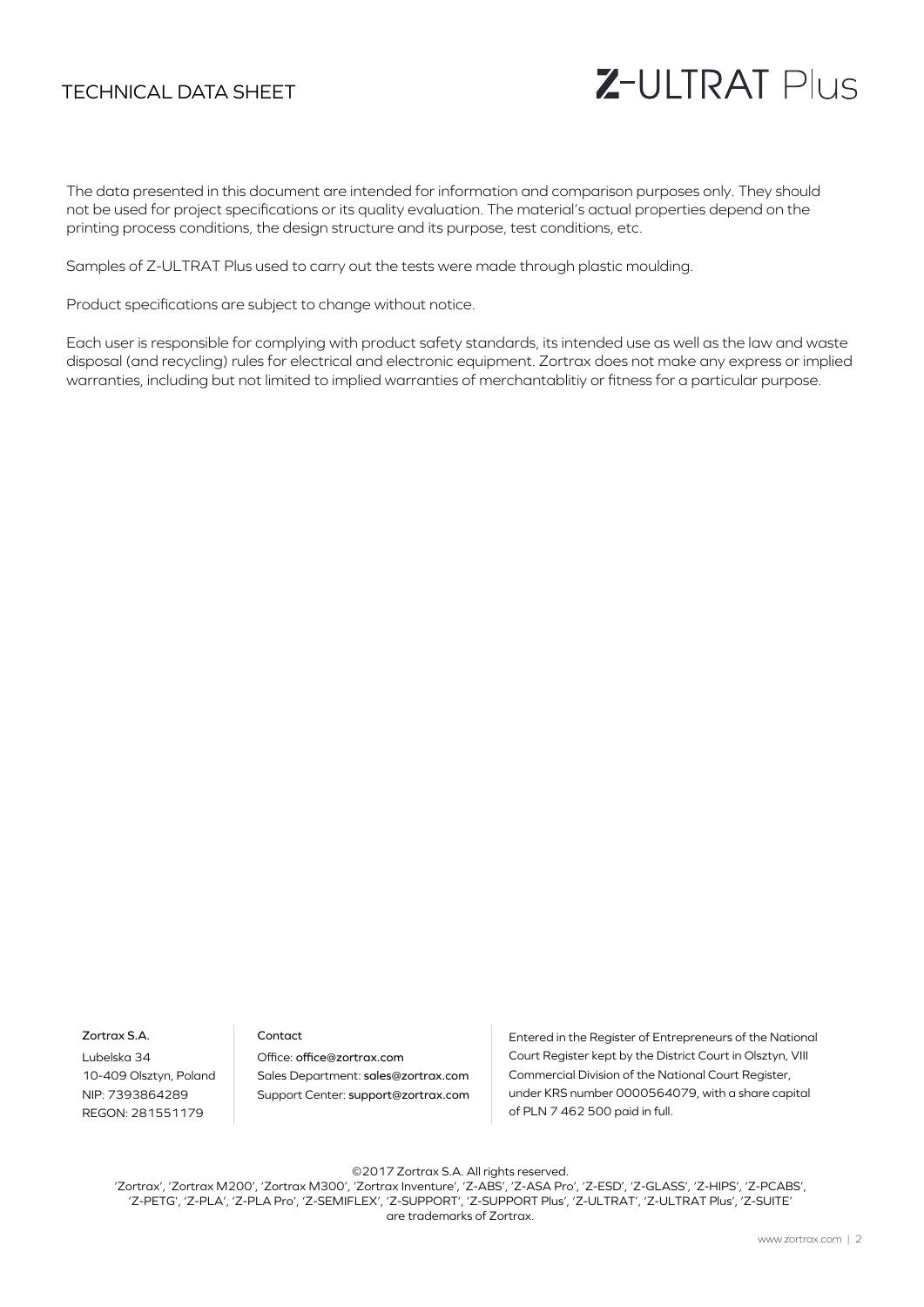The data presented in this document are intended for information and comparison purposes only. They should not be used for project specifications or its quality evaluation. The material's actual properties depend on the printing process conditions, the design structure and its purpose, test conditions, etc.

Samples of Z-ULTRAT Plus used to carry out the tests were made through plastic moulding.

Product specifications are subject to change without notice.

Each user is responsible for complying with product safety standards, its intended use as well as the law and waste disposal (and recycling) rules for electrical and electronic equipment. Zortrax does not make any express or implied warranties, including but not limited to implied warranties of merchantablitiy or fitness for a particular purpose.

**Zortrax S.A.**
Lubelska 34
10-409 Olsztyn, Poland
NIP: 7393864289
REGON: 281551179

**Contact**
Office: **office@zortrax.com**
Sales Department: **sales@zortrax.com**
Support Center: **support@zortrax.com**

Entered in the Register of Entrepreneurs of the National Court Register kept by the District Court in Olsztyn, VIII Commercial Division of the National Court Register, under KRS number 0000564079, with a share capital of PLN 7 462 500 paid in full.

©2017 Zortrax S.A. All rights reserved.
'Zortrax', 'Zortrax M200', 'Zortrax M300', 'Zortrax Inventure', 'Z-ABS', 'Z-ASA Pro', 'Z-ESD', 'Z-GLASS', 'Z-HIPS', 'Z-PCABS', 'Z-PETG', 'Z-PLA', 'Z-PLA Pro', 'Z-SEMIFLEX', 'Z-SUPPORT', 'Z-SUPPORT Plus', 'Z-ULTRAT', 'Z-ULTRAT Plus', 'Z-SUITE' are trademarks of Zortrax.